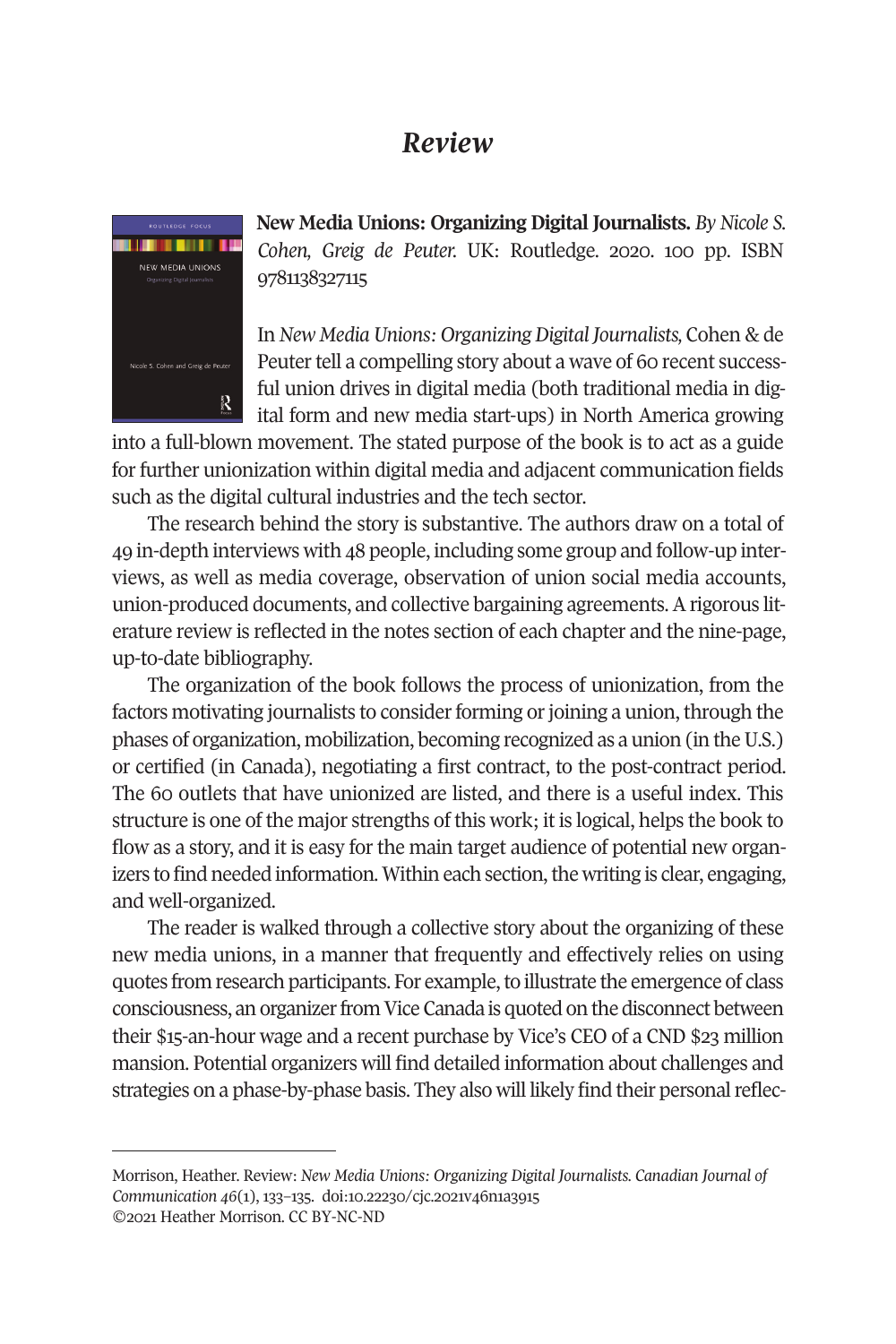# *Review*

**New Media Unions: Organizing Digital Journalists.** *By Nicole S. Cohen, Greig de Peuter.* UK: Routledge. 2020. 100 pp. ISBN 9781138327115

In *New Media Unions: Organizing Digital Journalists,* Cohen & de Peuter tell a compelling story about a wave of 60 recent successful union drives in digital media (both traditional media in digital form and new media start-ups) in North America growing into a full-blown movement. The stated purpose of the book is to act as a guide for further unionization within digital media and adjacent communication fields such as the digital cultural industries and the tech sector.

The research behind the story is substantive. The authors draw on a total of 49 in-depth interviews with 48 people, including some group and follow-up interviews, as well as media coverage, observation of union social media accounts, union-produced documents, and collective bargaining agreements. A rigorous literature review is reflected in the notes section of each chapter and the nine-page, up-to-date bibliography.

The organization of the book follows the process of unionization, from the factors motivating journalists to consider forming or joining a union, through the phases of organization, mobilization, becoming recognized as a union (in the U.S.) or certified (in Canada), negotiating a first contract, to the post-contract period. The 60 outlets that have unionized are listed, and there is a useful index. This structure is one of the major strengths of this work; it is logical, helps the book to flow as a story, and it is easy for the main target audience of potential new organizers to find needed information. Within each section, the writing is clear, engaging, and well-organized.

The reader is walked through a collective story about the organizing of these new media unions, in a manner that frequently and effectively relies on using quotes from research participants. For example, to illustrate the emergence of class consciousness, an organizer from Vice Canada is quoted on the disconnect between their $15-an-hour wage and a recent purchase by Vice's CEO of a CND $23 million mansion. Potential organizers will find detailed information about challenges and strategies on a phase-by-phase basis. They also will likely find their personal reflec-

---

Morrison, Heather. Review: *New Media Unions: Organizing Digital Journalists. Canadian Journal of Communication 46*(1), 133–135. doi:10.22230/cjc.2021v46n1a3915
©2021 Heather Morrison. CC BY-NC-ND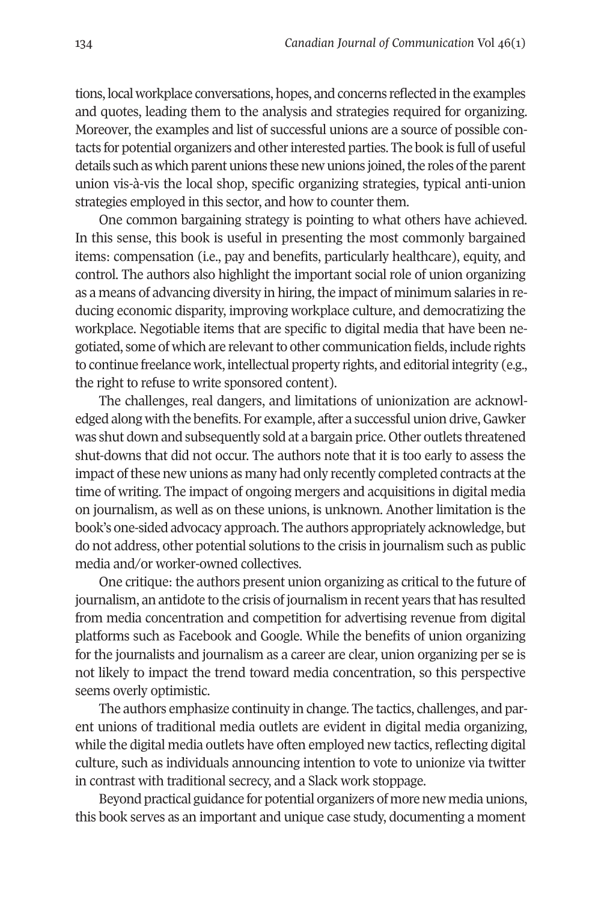tions, local workplace conversations, hopes, and concerns reflected in the examples and quotes, leading them to the analysis and strategies required for organizing. Moreover, the examples and list of successful unions are a source of possible contacts for potential organizers and other interested parties. The book is full of useful details such as which parent unions these new unions joined, the roles of the parent union vis-à-vis the local shop, specific organizing strategies, typical anti-union strategies employed in this sector, and how to counter them.

One common bargaining strategy is pointing to what others have achieved. In this sense, this book is useful in presenting the most commonly bargained items: compensation (i.e., pay and benefits, particularly healthcare), equity, and control. The authors also highlight the important social role of union organizing as a means of advancing diversity in hiring, the impact of minimum salaries in reducing economic disparity, improving workplace culture, and democratizing the workplace. Negotiable items that are specific to digital media that have been negotiated, some of which are relevant to other communication fields, include rights to continue freelance work, intellectual property rights, and editorial integrity (e.g., the right to refuse to write sponsored content).

The challenges, real dangers, and limitations of unionization are acknowledged along with the benefits. For example, after a successful union drive, Gawker was shut down and subsequently sold at a bargain price. Other outlets threatened shut-downs that did not occur. The authors note that it is too early to assess the impact of these new unions as many had only recently completed contracts at the time of writing. The impact of ongoing mergers and acquisitions in digital media on journalism, as well as on these unions, is unknown. Another limitation is the book's one-sided advocacy approach. The authors appropriately acknowledge, but do not address, other potential solutions to the crisis in journalism such as public media and/or worker-owned collectives.

One critique: the authors present union organizing as critical to the future of journalism, an antidote to the crisis of journalism in recent years that has resulted from media concentration and competition for advertising revenue from digital platforms such as Facebook and Google. While the benefits of union organizing for the journalists and journalism as a career are clear, union organizing per se is not likely to impact the trend toward media concentration, so this perspective seems overly optimistic.

The authors emphasize continuity in change. The tactics, challenges, and parent unions of traditional media outlets are evident in digital media organizing, while the digital media outlets have often employed new tactics, reflecting digital culture, such as individuals announcing intention to vote to unionize via twitter in contrast with traditional secrecy, and a Slack work stoppage.

Beyond practical guidance for potential organizers of more new media unions, this book serves as an important and unique case study, documenting a moment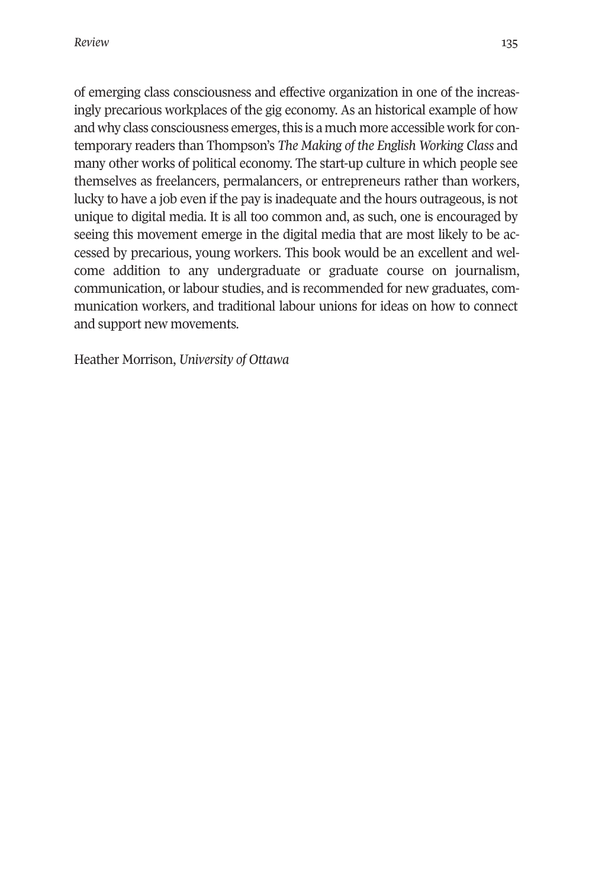of emerging class consciousness and effective organization in one of the increasingly precarious workplaces of the gig economy. As an historical example of how and why class consciousness emerges, this is a much more accessible work for contemporary readers than Thompson's *The Making of the English Working Class* and many other works of political economy. The start-up culture in which people see themselves as freelancers, permalancers, or entrepreneurs rather than workers, lucky to have a job even if the pay is inadequate and the hours outrageous, is not unique to digital media. It is all too common and, as such, one is encouraged by seeing this movement emerge in the digital media that are most likely to be accessed by precarious, young workers. This book would be an excellent and welcome addition to any undergraduate or graduate course on journalism, communication, or labour studies, and is recommended for new graduates, communication workers, and traditional labour unions for ideas on how to connect and support new movements.

Heather Morrison, *University of Ottawa*